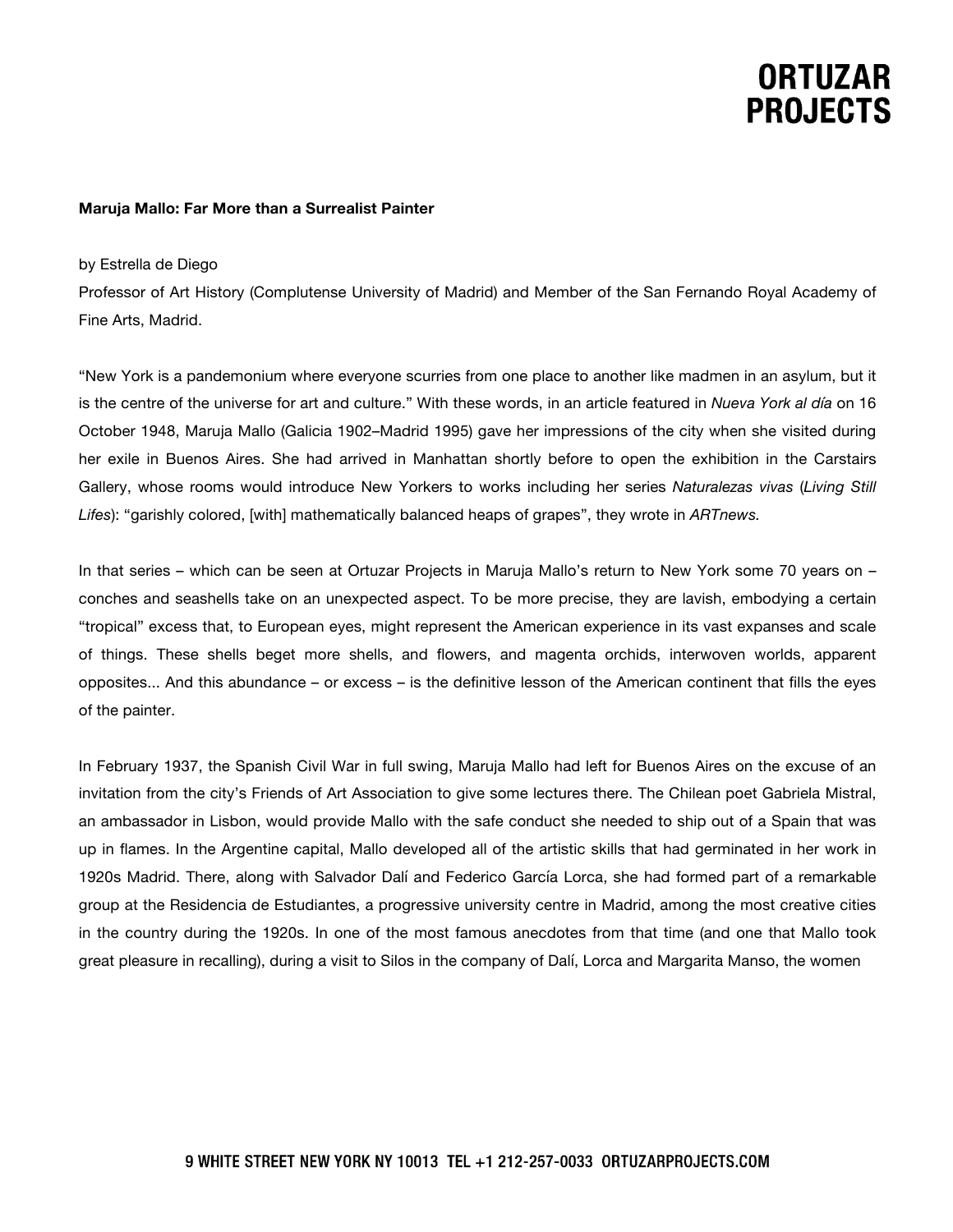**Maruja Mallo: Far More than a Surrealist Painter**

by Estrella de Diego
Professor of Art History (Complutense University of Madrid) and Member of the San Fernando Royal Academy of Fine Arts, Madrid.

"New York is a pandemonium where everyone scurries from one place to another like madmen in an asylum, but it is the centre of the universe for art and culture." With these words, in an article featured in *Nueva York al día* on 16 October 1948, Maruja Mallo (Galicia 1902–Madrid 1995) gave her impressions of the city when she visited during her exile in Buenos Aires. She had arrived in Manhattan shortly before to open the exhibition in the Carstairs Gallery, whose rooms would introduce New Yorkers to works including her series *Naturalezas vivas* (*Living Still Lifes*): "garishly colored, [with] mathematically balanced heaps of grapes", they wrote in *ARTnews.*

In that series – which can be seen at Ortuzar Projects in Maruja Mallo's return to New York some 70 years on – conches and seashells take on an unexpected aspect. To be more precise, they are lavish, embodying a certain "tropical" excess that, to European eyes, might represent the American experience in its vast expanses and scale of things. These shells beget more shells, and flowers, and magenta orchids, interwoven worlds, apparent opposites... And this abundance – or excess – is the definitive lesson of the American continent that fills the eyes of the painter.

In February 1937, the Spanish Civil War in full swing, Maruja Mallo had left for Buenos Aires on the excuse of an invitation from the city's Friends of Art Association to give some lectures there. The Chilean poet Gabriela Mistral, an ambassador in Lisbon, would provide Mallo with the safe conduct she needed to ship out of a Spain that was up in flames. In the Argentine capital, Mallo developed all of the artistic skills that had germinated in her work in 1920s Madrid. There, along with Salvador Dalí and Federico García Lorca, she had formed part of a remarkable group at the Residencia de Estudiantes, a progressive university centre in Madrid, among the most creative cities in the country during the 1920s. In one of the most famous anecdotes from that time (and one that Mallo took great pleasure in recalling), during a visit to Silos in the company of Dalí, Lorca and Margarita Manso, the women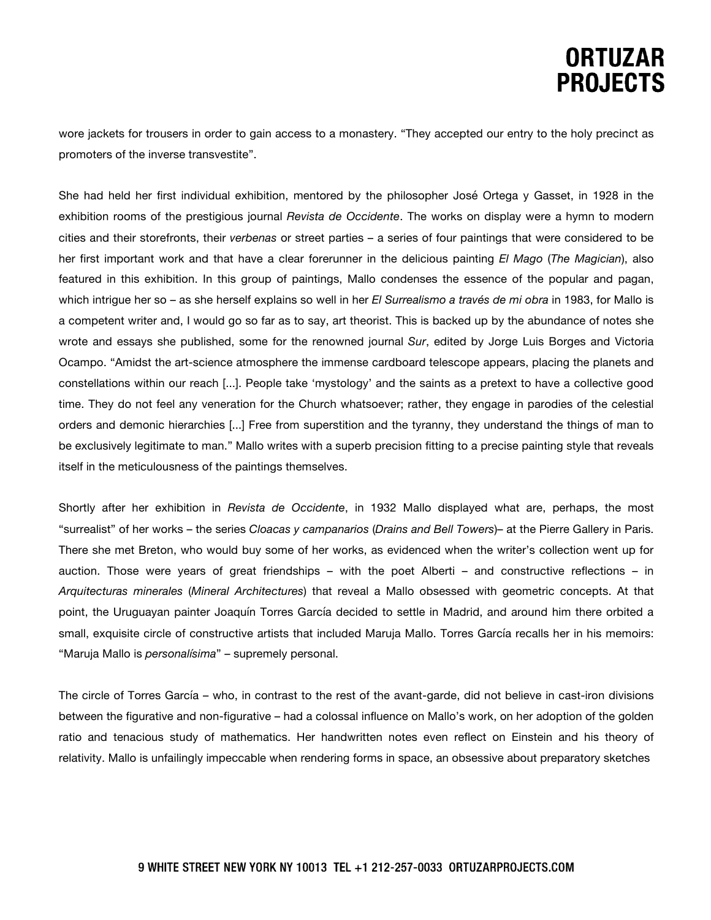wore jackets for trousers in order to gain access to a monastery. "They accepted our entry to the holy precinct as promoters of the inverse transvestite".

She had held her first individual exhibition, mentored by the philosopher José Ortega y Gasset, in 1928 in the exhibition rooms of the prestigious journal *Revista de Occidente*. The works on display were a hymn to modern cities and their storefronts, their *verbenas* or street parties – a series of four paintings that were considered to be her first important work and that have a clear forerunner in the delicious painting *El Mago* (*The Magician*), also featured in this exhibition. In this group of paintings, Mallo condenses the essence of the popular and pagan, which intrigue her so – as she herself explains so well in her *El Surrealismo a través de mi obra* in 1983, for Mallo is a competent writer and, I would go so far as to say, art theorist. This is backed up by the abundance of notes she wrote and essays she published, some for the renowned journal *Sur*, edited by Jorge Luis Borges and Victoria Ocampo. "Amidst the art-science atmosphere the immense cardboard telescope appears, placing the planets and constellations within our reach [...]. People take 'mystology' and the saints as a pretext to have a collective good time. They do not feel any veneration for the Church whatsoever; rather, they engage in parodies of the celestial orders and demonic hierarchies [...] Free from superstition and the tyranny, they understand the things of man to be exclusively legitimate to man." Mallo writes with a superb precision fitting to a precise painting style that reveals itself in the meticulousness of the paintings themselves.

Shortly after her exhibition in *Revista de Occidente*, in 1932 Mallo displayed what are, perhaps, the most "surrealist" of her works – the series *Cloacas y campanarios* (*Drains and Bell Towers*)– at the Pierre Gallery in Paris. There she met Breton, who would buy some of her works, as evidenced when the writer's collection went up for auction. Those were years of great friendships – with the poet Alberti – and constructive reflections – in *Arquitecturas minerales* (*Mineral Architectures*) that reveal a Mallo obsessed with geometric concepts. At that point, the Uruguayan painter Joaquín Torres García decided to settle in Madrid, and around him there orbited a small, exquisite circle of constructive artists that included Maruja Mallo. Torres García recalls her in his memoirs: "Maruja Mallo is *personalísima*" – supremely personal.

The circle of Torres García – who, in contrast to the rest of the avant-garde, did not believe in cast-iron divisions between the figurative and non-figurative – had a colossal influence on Mallo's work, on her adoption of the golden ratio and tenacious study of mathematics. Her handwritten notes even reflect on Einstein and his theory of relativity. Mallo is unfailingly impeccable when rendering forms in space, an obsessive about preparatory sketches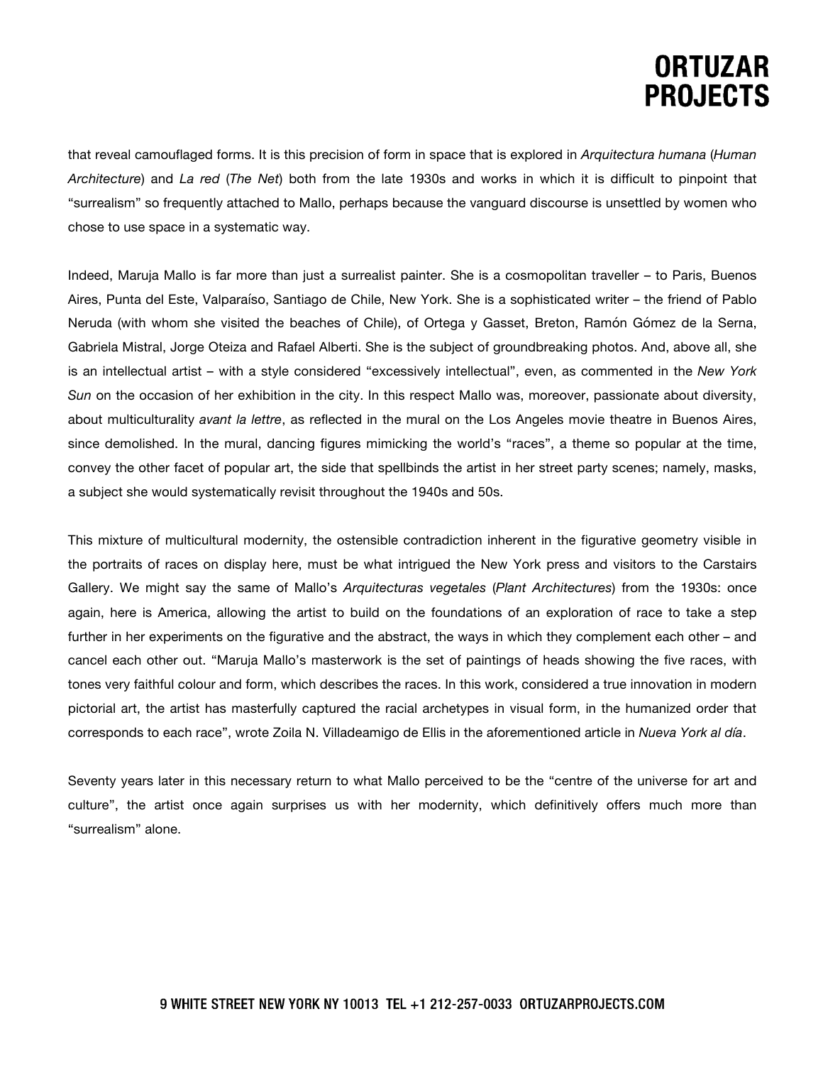that reveal camouflaged forms. It is this precision of form in space that is explored in *Arquitectura humana* (*Human Architecture*) and *La red* (*The Net*) both from the late 1930s and works in which it is difficult to pinpoint that "surrealism" so frequently attached to Mallo, perhaps because the vanguard discourse is unsettled by women who chose to use space in a systematic way.

Indeed, Maruja Mallo is far more than just a surrealist painter. She is a cosmopolitan traveller – to Paris, Buenos Aires, Punta del Este, Valparaíso, Santiago de Chile, New York. She is a sophisticated writer – the friend of Pablo Neruda (with whom she visited the beaches of Chile), of Ortega y Gasset, Breton, Ramón Gómez de la Serna, Gabriela Mistral, Jorge Oteiza and Rafael Alberti. She is the subject of groundbreaking photos. And, above all, she is an intellectual artist – with a style considered "excessively intellectual", even, as commented in the *New York Sun* on the occasion of her exhibition in the city. In this respect Mallo was, moreover, passionate about diversity, about multiculturality *avant la lettre*, as reflected in the mural on the Los Angeles movie theatre in Buenos Aires, since demolished. In the mural, dancing figures mimicking the world's "races", a theme so popular at the time, convey the other facet of popular art, the side that spellbinds the artist in her street party scenes; namely, masks, a subject she would systematically revisit throughout the 1940s and 50s.

This mixture of multicultural modernity, the ostensible contradiction inherent in the figurative geometry visible in the portraits of races on display here, must be what intrigued the New York press and visitors to the Carstairs Gallery. We might say the same of Mallo's *Arquitecturas vegetales* (*Plant Architectures*) from the 1930s: once again, here is America, allowing the artist to build on the foundations of an exploration of race to take a step further in her experiments on the figurative and the abstract, the ways in which they complement each other – and cancel each other out. "Maruja Mallo's masterwork is the set of paintings of heads showing the five races, with tones very faithful colour and form, which describes the races. In this work, considered a true innovation in modern pictorial art, the artist has masterfully captured the racial archetypes in visual form, in the humanized order that corresponds to each race", wrote Zoila N. Villadeamigo de Ellis in the aforementioned article in *Nueva York al día*.

Seventy years later in this necessary return to what Mallo perceived to be the "centre of the universe for art and culture", the artist once again surprises us with her modernity, which definitively offers much more than "surrealism" alone.